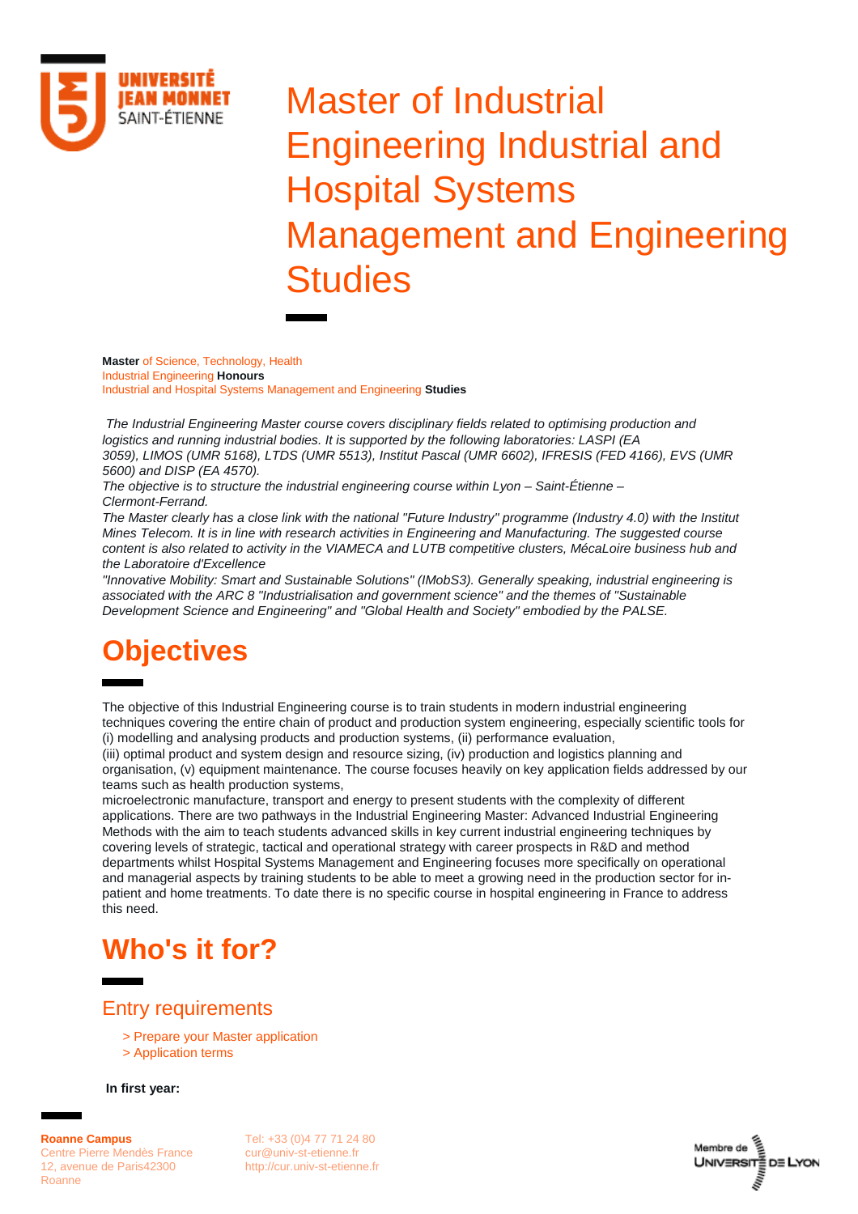# Master of Industrial Engineering Industrial and Hospital Systems Management and Engineering Studies

**Master** of Science, Technology, Health
Industrial Engineering **Honours**
Industrial and Hospital Systems Management and Engineering **Studies**

*The Industrial Engineering Master course covers disciplinary fields related to optimising production and logistics and running industrial bodies. It is supported by the following laboratories: LASPI (EA 3059), LIMOS (UMR 5168), LTDS (UMR 5513), Institut Pascal (UMR 6602), IFRESIS (FED 4166), EVS (UMR 5600) and DISP (EA 4570).*
*The objective is to structure the industrial engineering course within Lyon – Saint-Étienne – Clermont-Ferrand.*
*The Master clearly has a close link with the national "Future Industry" programme (Industry 4.0) with the Institut Mines Telecom. It is in line with research activities in Engineering and Manufacturing. The suggested course content is also related to activity in the VIAMECA and LUTB competitive clusters, MécaLoire business hub and the Laboratoire d'Excellence*
*"Innovative Mobility: Smart and Sustainable Solutions" (IMobS3). Generally speaking, industrial engineering is associated with the ARC 8 "Industrialisation and government science" and the themes of "Sustainable Development Science and Engineering" and "Global Health and Society" embodied by the PALSE.*

## Objectives

The objective of this Industrial Engineering course is to train students in modern industrial engineering techniques covering the entire chain of product and production system engineering, especially scientific tools for (i) modelling and analysing products and production systems, (ii) performance evaluation,
(iii) optimal product and system design and resource sizing, (iv) production and logistics planning and organisation, (v) equipment maintenance. The course focuses heavily on key application fields addressed by our teams such as health production systems,
microelectronic manufacture, transport and energy to present students with the complexity of different applications. There are two pathways in the Industrial Engineering Master: Advanced Industrial Engineering Methods with the aim to teach students advanced skills in key current industrial engineering techniques by covering levels of strategic, tactical and operational strategy with career prospects in R&D and method departments whilst Hospital Systems Management and Engineering focuses more specifically on operational and managerial aspects by training students to be able to meet a growing need in the production sector for in-patient and home treatments. To date there is no specific course in hospital engineering in France to address this need.

## Who's it for?

### Entry requirements

> Prepare your Master application
> Application terms

**In first year:**

**Roanne Campus**
Centre Pierre Mendès France
12, avenue de Paris42300 Roanne

Tel: +33 (0)4 77 71 24 80
cur@univ-st-etienne.fr
http://cur.univ-st-etienne.fr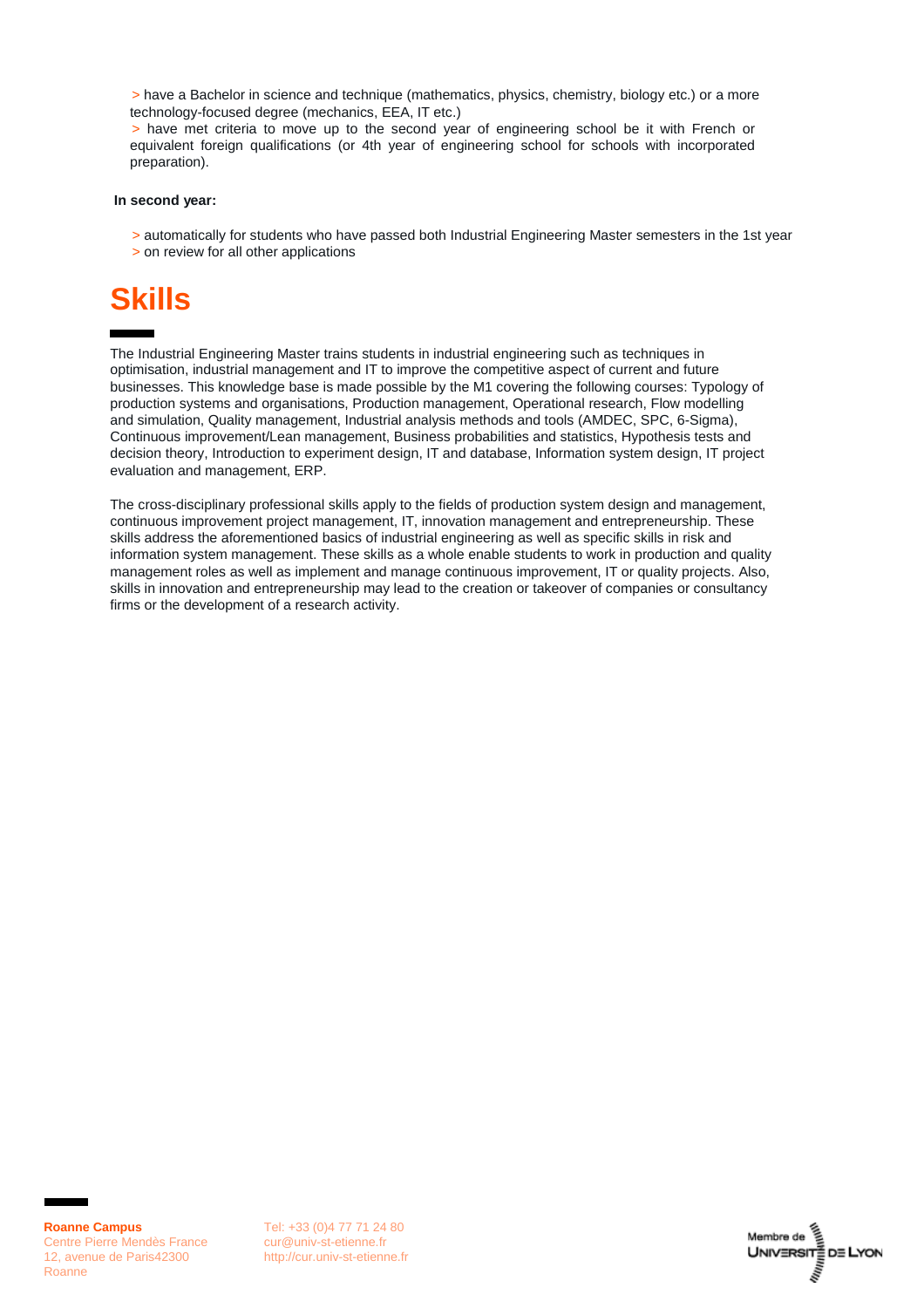> have a Bachelor in science and technique (mathematics, physics, chemistry, biology etc.) or a more technology-focused degree (mechanics, EEA, IT etc.)
> have met criteria to move up to the second year of engineering school be it with French or equivalent foreign qualifications (or 4th year of engineering school for schools with incorporated preparation).

**In second year:**

> automatically for students who have passed both Industrial Engineering Master semesters in the 1st year
> on review for all other applications

# Skills

The Industrial Engineering Master trains students in industrial engineering such as techniques in optimisation, industrial management and IT to improve the competitive aspect of current and future businesses. This knowledge base is made possible by the M1 covering the following courses: Typology of production systems and organisations, Production management, Operational research, Flow modelling and simulation, Quality management, Industrial analysis methods and tools (AMDEC, SPC, 6-Sigma), Continuous improvement/Lean management, Business probabilities and statistics, Hypothesis tests and decision theory, Introduction to experiment design, IT and database, Information system design, IT project evaluation and management, ERP.

The cross-disciplinary professional skills apply to the fields of production system design and management, continuous improvement project management, IT, innovation management and entrepreneurship. These skills address the aforementioned basics of industrial engineering as well as specific skills in risk and information system management. These skills as a whole enable students to work in production and quality management roles as well as implement and manage continuous improvement, IT or quality projects. Also, skills in innovation and entrepreneurship may lead to the creation or takeover of companies or consultancy firms or the development of a research activity.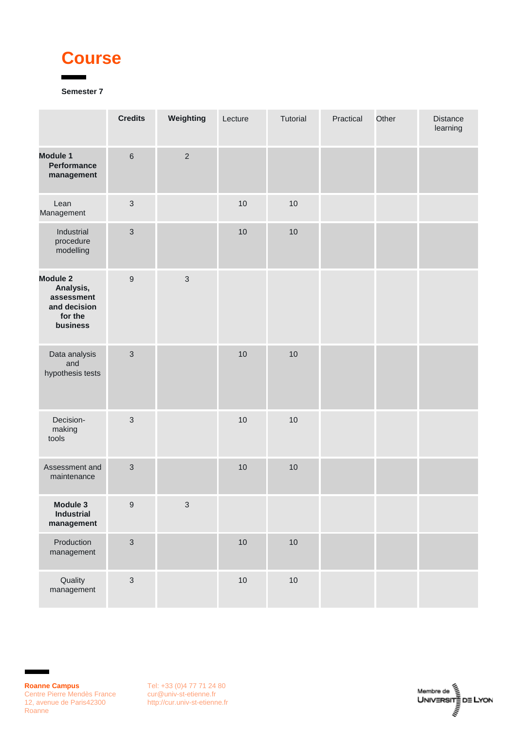# Course

Semester 7

| | Credits | Weighting | Lecture | Tutorial | Practical | Other | Distance learning |
|---|---|---|---|---|---|---|---|
| **Module 1 Performance management** | 6 | 2 | | | | | |
| Lean Management | 3 | | 10 | 10 | | | |
| Industrial procedure modelling | 3 | | 10 | 10 | | | |
| **Module 2 Analysis, assessment and decision for the business** | 9 | 3 | | | | | |
| Data analysis and hypothesis tests | 3 | | 10 | 10 | | | |
| Decision-making tools | 3 | | 10 | 10 | | | |
| Assessment and maintenance | 3 | | 10 | 10 | | | |
| **Module 3 Industrial management** | 9 | 3 | | | | | |
| Production management | 3 | | 10 | 10 | | | |
| Quality management | 3 | | 10 | 10 | | | |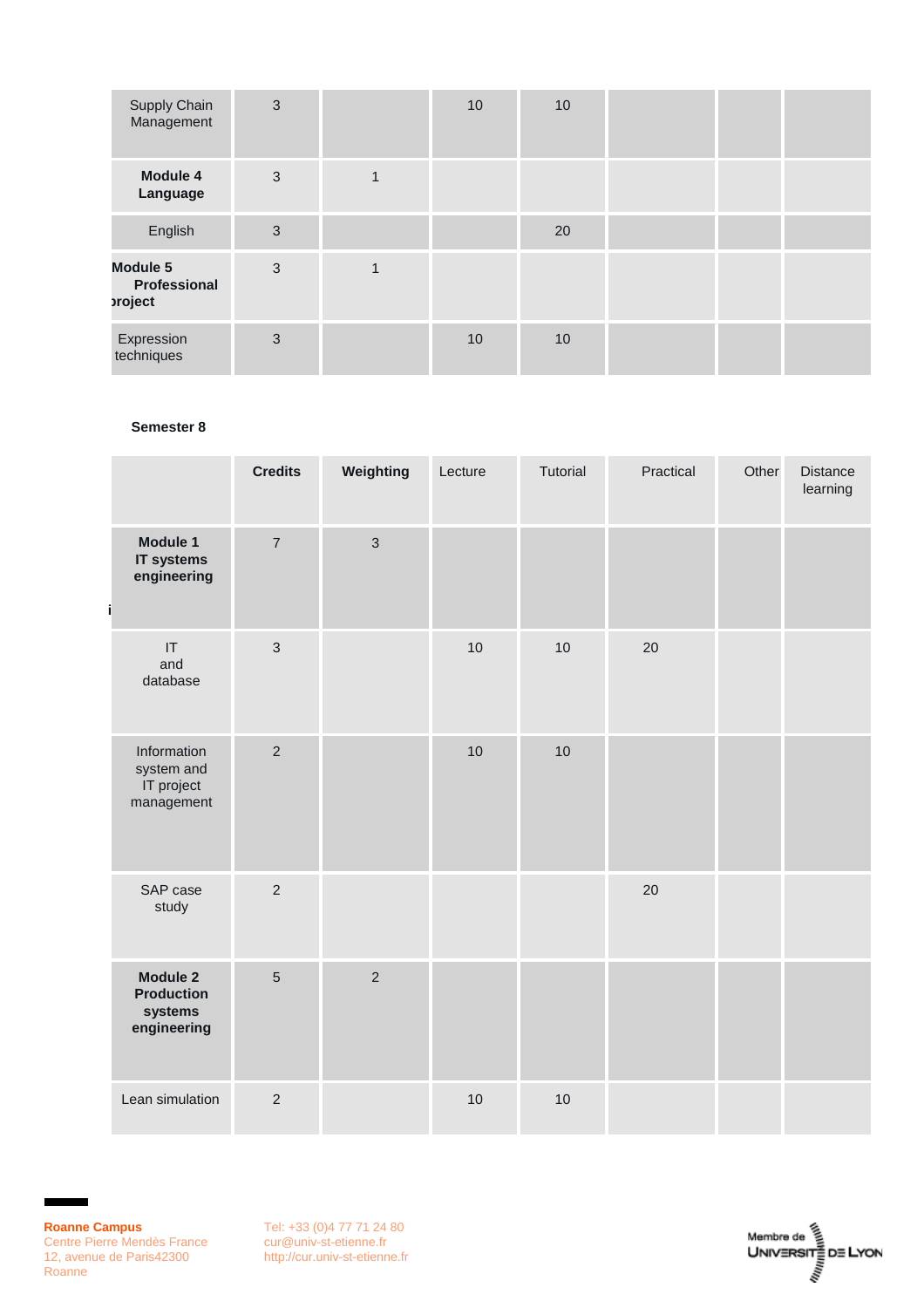| | | | | | | | |
|---|---|---|---|---|---|---|---|
| Supply Chain Management | 3 | | 10 | 10 | | | |
| **Module 4 Language** | 3 | 1 | | | | | |
| English | 3 | | | 20 | | | |
| **Module 5 Professional project** | 3 | 1 | | | | | |
| Expression techniques | 3 | | 10 | 10 | | | |

**Semester 8**

| | **Credits** | **Weighting** | Lecture | Tutorial | Practical | Other | Distance learning |
|---|---|---|---|---|---|---|---|
| **Module 1 IT systems engineering** | 7 | 3 | | | | | |
| IT and database | 3 | | 10 | 10 | 20 | | |
| Information system and IT project management | 2 | | 10 | 10 | | | |
| SAP case study | 2 | | | | 20 | | |
| **Module 2 Production systems engineering** | 5 | 2 | | | | | |
| Lean simulation | 2 | | 10 | 10 | | | |

**Roanne Campus**
Centre Pierre Mendès France
12, avenue de Paris42300 Roanne

Tel: +33 (0)4 77 71 24 80
cur@univ-st-etienne.fr
http://cur.univ-st-etienne.fr

Membre de Université de Lyon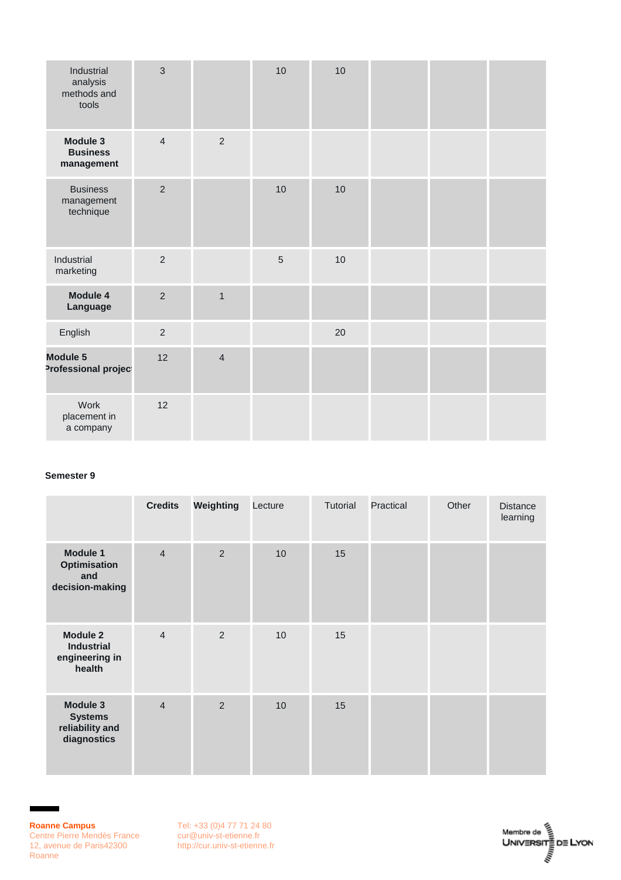| | | | | | | | |
|---|---|---|---|---|---|---|---|
| Industrial analysis methods and tools | 3 | | 10 | 10 | | | |
| **Module 3 Business management** | 4 | 2 | | | | | |
| Business management technique | 2 | | 10 | 10 | | | |
| Industrial marketing | 2 | | 5 | 10 | | | |
| **Module 4 Language** | 2 | 1 | | | | | |
| English | 2 | | | 20 | | | |
| **Module 5 Professional project** | 12 | 4 | | | | | |
| Work placement in a company | 12 | | | | | | |

**Semester 9**

| | **Credits** | **Weighting** | Lecture | Tutorial | Practical | Other | Distance learning |
|---|---|---|---|---|---|---|---|
| **Module 1 Optimisation and decision-making** | 4 | 2 | 10 | 15 | | | |
| **Module 2 Industrial engineering in health** | 4 | 2 | 10 | 15 | | | |
| **Module 3 Systems reliability and diagnostics** | 4 | 2 | 10 | 15 | | | |

**Roanne Campus**
Centre Pierre Mendès France
12, avenue de Paris42300
Roanne

Tel: +33 (0)4 77 71 24 80
cur@univ-st-etienne.fr
http://cur.univ-st-etienne.fr

Membre de Université de Lyon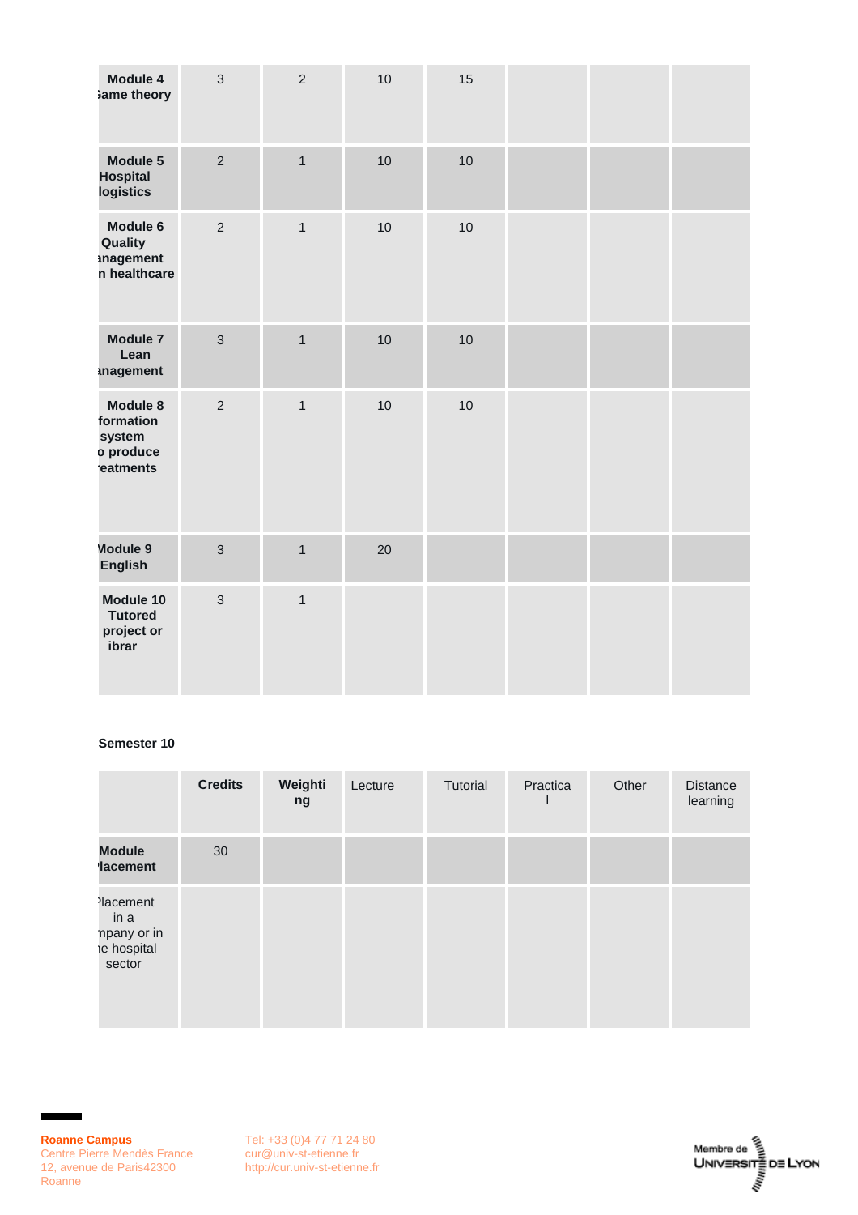| Module 4 ;ame theory | 3 | 2 | 10 | 15 | | | |
|---|---|---|---|---|---|---|---|
| Module 5 Hospital logistics | 2 | 1 | 10 | 10 | | | |
| Module 6 Quality ınagement n healthcare | 2 | 1 | 10 | 10 | | | |
| Module 7 Lean ınagement | 3 | 1 | 10 | 10 | | | |
| Module 8 formation system o produce ·eatments | 2 | 1 | 10 | 10 | | | |
| Module 9 English | 3 | 1 | 20 | | | | |
| Module 10 Tutored project or ibrar | 3 | 1 | | | | | |

**Semester 10**

| | Credits | Weighting | Lecture | Tutorial | Practical | Other | Distance learning |
|---|---|---|---|---|---|---|---|
| **Module lacement** | 30 | | | | | | |
| lacement in a npany or in ıe hospital sector | | | | | | | |

**Roanne Campus**
Centre Pierre Mendès France
12, avenue de Paris42300 Roanne

Tel: +33 (0)4 77 71 24 80
cur@univ-st-etienne.fr
http://cur.univ-st-etienne.fr

Membre de Université de Lyon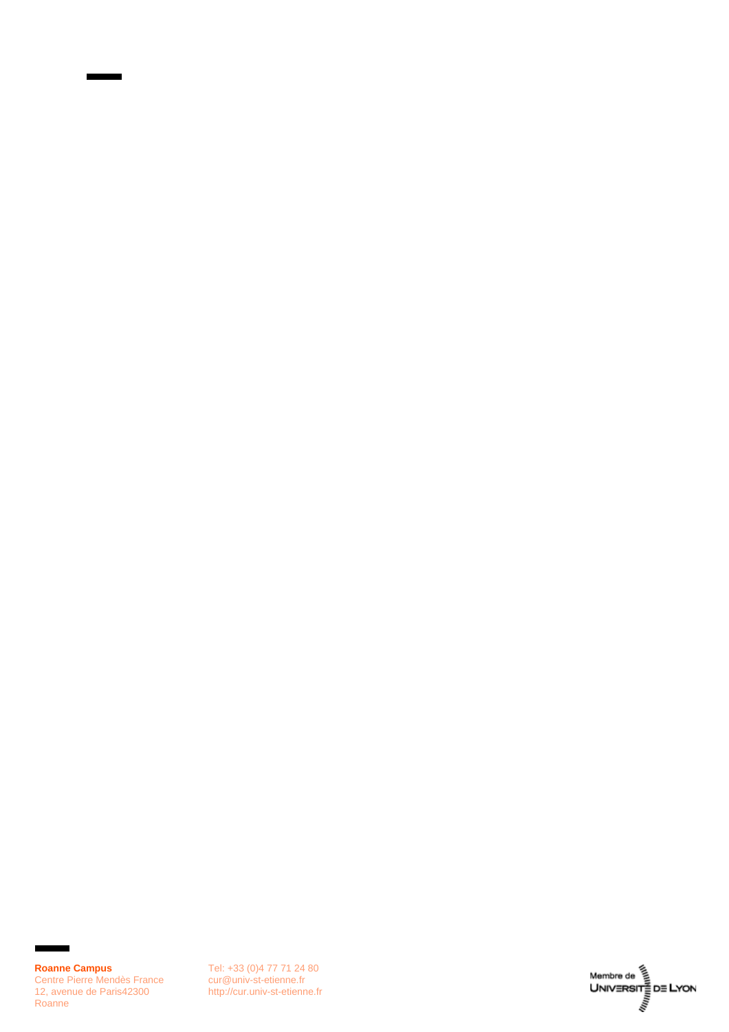**Roanne Campus**
Centre Pierre Mendès France
12, avenue de Paris42300
Roanne

Tel: +33 (0)4 77 71 24 80
cur@univ-st-etienne.fr
http://cur.univ-st-etienne.fr

Membre de Université de Lyon